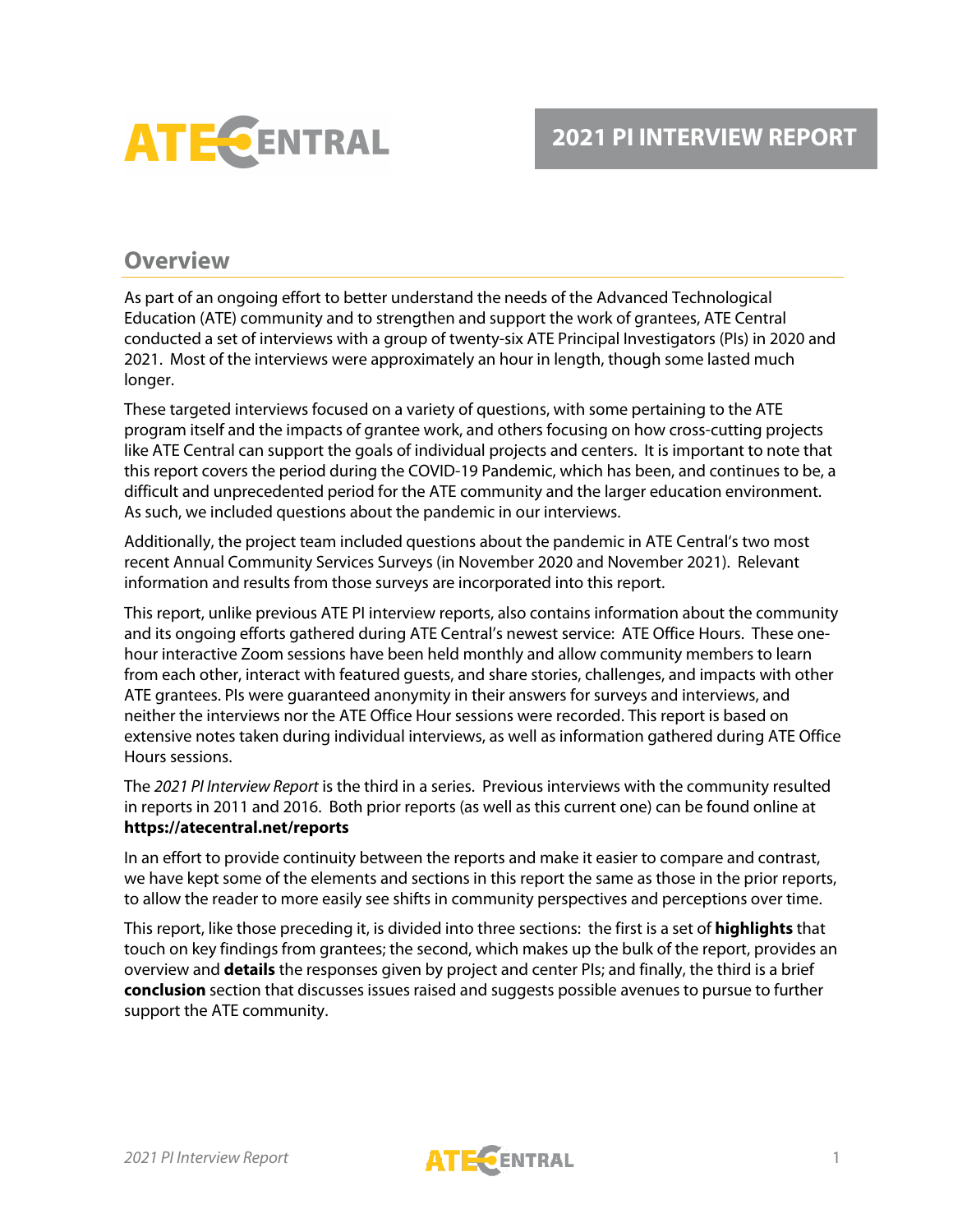# 2021 PI INTERVIEW REPORT

## Overview

As part of an ongoing effort to better understand the needs of the Advanced Technological Education (ATE) community and to strengthen and support the work of grantees, ATE Central conducted a set of interviews with a group of twenty-six ATE Principal Investigators (PIs) in 2020 and 2021. Most of the interviews were approximately an hour in length, though some lasted much longer.

These targeted interviews focused on a variety of questions, with some pertaining to the ATE program itself and the impacts of grantee work, and others focusing on how cross-cutting projects like ATE Central can support the goals of individual projects and centers. It is important to note that this report covers the period during the COVID-19 Pandemic, which has been, and continues to be, a difficult and unprecedented period for the ATE community and the larger education environment. As such, we included questions about the pandemic in our interviews.

Additionally, the project team included questions about the pandemic in ATE Central's two most recent Annual Community Services Surveys (in November 2020 and November 2021). Relevant information and results from those surveys are incorporated into this report.

This report, unlike previous ATE PI interview reports, also contains information about the community and its ongoing efforts gathered during ATE Central's newest service: ATE Office Hours. These one-hour interactive Zoom sessions have been held monthly and allow community members to learn from each other, interact with featured guests, and share stories, challenges, and impacts with other ATE grantees. PIs were guaranteed anonymity in their answers for surveys and interviews, and neither the interviews nor the ATE Office Hour sessions were recorded. This report is based on extensive notes taken during individual interviews, as well as information gathered during ATE Office Hours sessions.

The *2021 PI Interview Report* is the third in a series. Previous interviews with the community resulted in reports in 2011 and 2016. Both prior reports (as well as this current one) can be found online at **https://atecentral.net/reports**

In an effort to provide continuity between the reports and make it easier to compare and contrast, we have kept some of the elements and sections in this report the same as those in the prior reports, to allow the reader to more easily see shifts in community perspectives and perceptions over time.

This report, like those preceding it, is divided into three sections: the first is a set of **highlights** that touch on key findings from grantees; the second, which makes up the bulk of the report, provides an overview and **details** the responses given by project and center PIs; and finally, the third is a brief **conclusion** section that discusses issues raised and suggests possible avenues to pursue to further support the ATE community.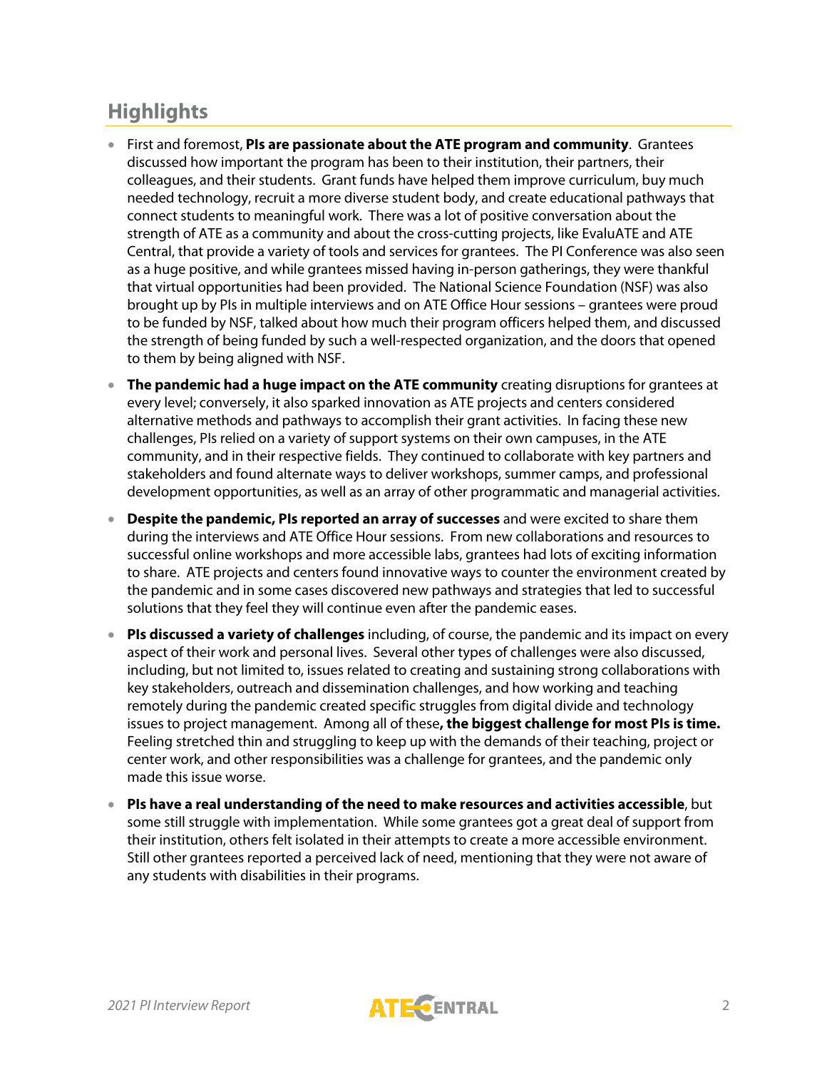## Highlights

- First and foremost, **PIs are passionate about the ATE program and community**. Grantees discussed how important the program has been to their institution, their partners, their colleagues, and their students. Grant funds have helped them improve curriculum, buy much needed technology, recruit a more diverse student body, and create educational pathways that connect students to meaningful work. There was a lot of positive conversation about the strength of ATE as a community and about the cross-cutting projects, like EvaluATE and ATE Central, that provide a variety of tools and services for grantees. The PI Conference was also seen as a huge positive, and while grantees missed having in-person gatherings, they were thankful that virtual opportunities had been provided. The National Science Foundation (NSF) was also brought up by PIs in multiple interviews and on ATE Office Hour sessions – grantees were proud to be funded by NSF, talked about how much their program officers helped them, and discussed the strength of being funded by such a well-respected organization, and the doors that opened to them by being aligned with NSF.
- **The pandemic had a huge impact on the ATE community** creating disruptions for grantees at every level; conversely, it also sparked innovation as ATE projects and centers considered alternative methods and pathways to accomplish their grant activities. In facing these new challenges, PIs relied on a variety of support systems on their own campuses, in the ATE community, and in their respective fields. They continued to collaborate with key partners and stakeholders and found alternate ways to deliver workshops, summer camps, and professional development opportunities, as well as an array of other programmatic and managerial activities.
- **Despite the pandemic, PIs reported an array of successes** and were excited to share them during the interviews and ATE Office Hour sessions. From new collaborations and resources to successful online workshops and more accessible labs, grantees had lots of exciting information to share. ATE projects and centers found innovative ways to counter the environment created by the pandemic and in some cases discovered new pathways and strategies that led to successful solutions that they feel they will continue even after the pandemic eases.
- **PIs discussed a variety of challenges** including, of course, the pandemic and its impact on every aspect of their work and personal lives. Several other types of challenges were also discussed, including, but not limited to, issues related to creating and sustaining strong collaborations with key stakeholders, outreach and dissemination challenges, and how working and teaching remotely during the pandemic created specific struggles from digital divide and technology issues to project management. Among all of these**, the biggest challenge for most PIs is time.** Feeling stretched thin and struggling to keep up with the demands of their teaching, project or center work, and other responsibilities was a challenge for grantees, and the pandemic only made this issue worse.
- **PIs have a real understanding of the need to make resources and activities accessible**, but some still struggle with implementation. While some grantees got a great deal of support from their institution, others felt isolated in their attempts to create a more accessible environment. Still other grantees reported a perceived lack of need, mentioning that they were not aware of any students with disabilities in their programs.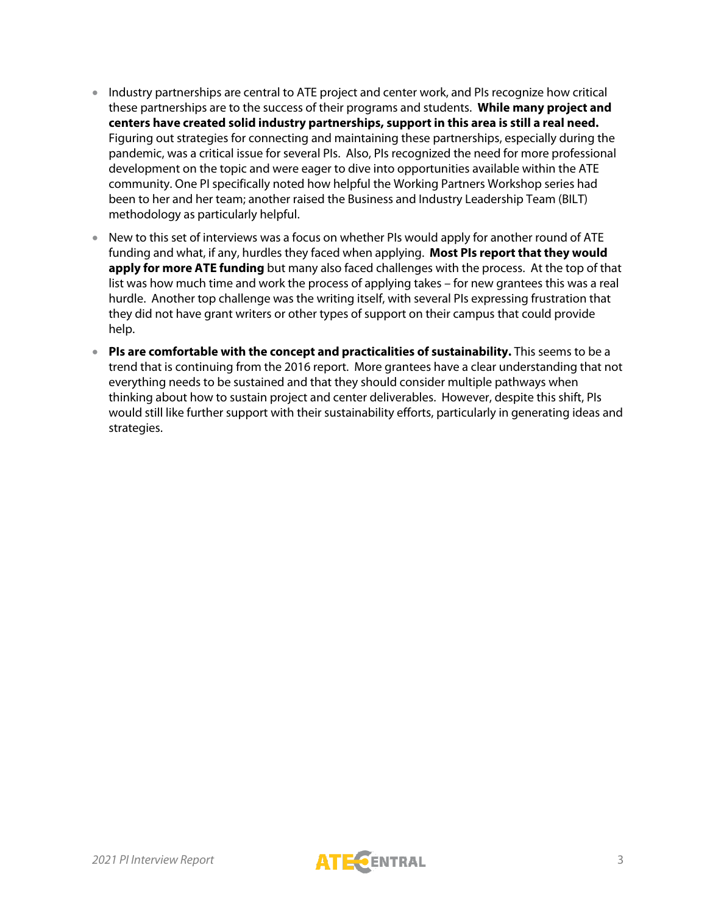- Industry partnerships are central to ATE project and center work, and PIs recognize how critical these partnerships are to the success of their programs and students. **While many project and centers have created solid industry partnerships, support in this area is still a real need.** Figuring out strategies for connecting and maintaining these partnerships, especially during the pandemic, was a critical issue for several PIs. Also, PIs recognized the need for more professional development on the topic and were eager to dive into opportunities available within the ATE community. One PI specifically noted how helpful the Working Partners Workshop series had been to her and her team; another raised the Business and Industry Leadership Team (BILT) methodology as particularly helpful.
- New to this set of interviews was a focus on whether PIs would apply for another round of ATE funding and what, if any, hurdles they faced when applying. **Most PIs report that they would apply for more ATE funding** but many also faced challenges with the process. At the top of that list was how much time and work the process of applying takes – for new grantees this was a real hurdle. Another top challenge was the writing itself, with several PIs expressing frustration that they did not have grant writers or other types of support on their campus that could provide help.
- **PIs are comfortable with the concept and practicalities of sustainability.** This seems to be a trend that is continuing from the 2016 report. More grantees have a clear understanding that not everything needs to be sustained and that they should consider multiple pathways when thinking about how to sustain project and center deliverables. However, despite this shift, PIs would still like further support with their sustainability efforts, particularly in generating ideas and strategies.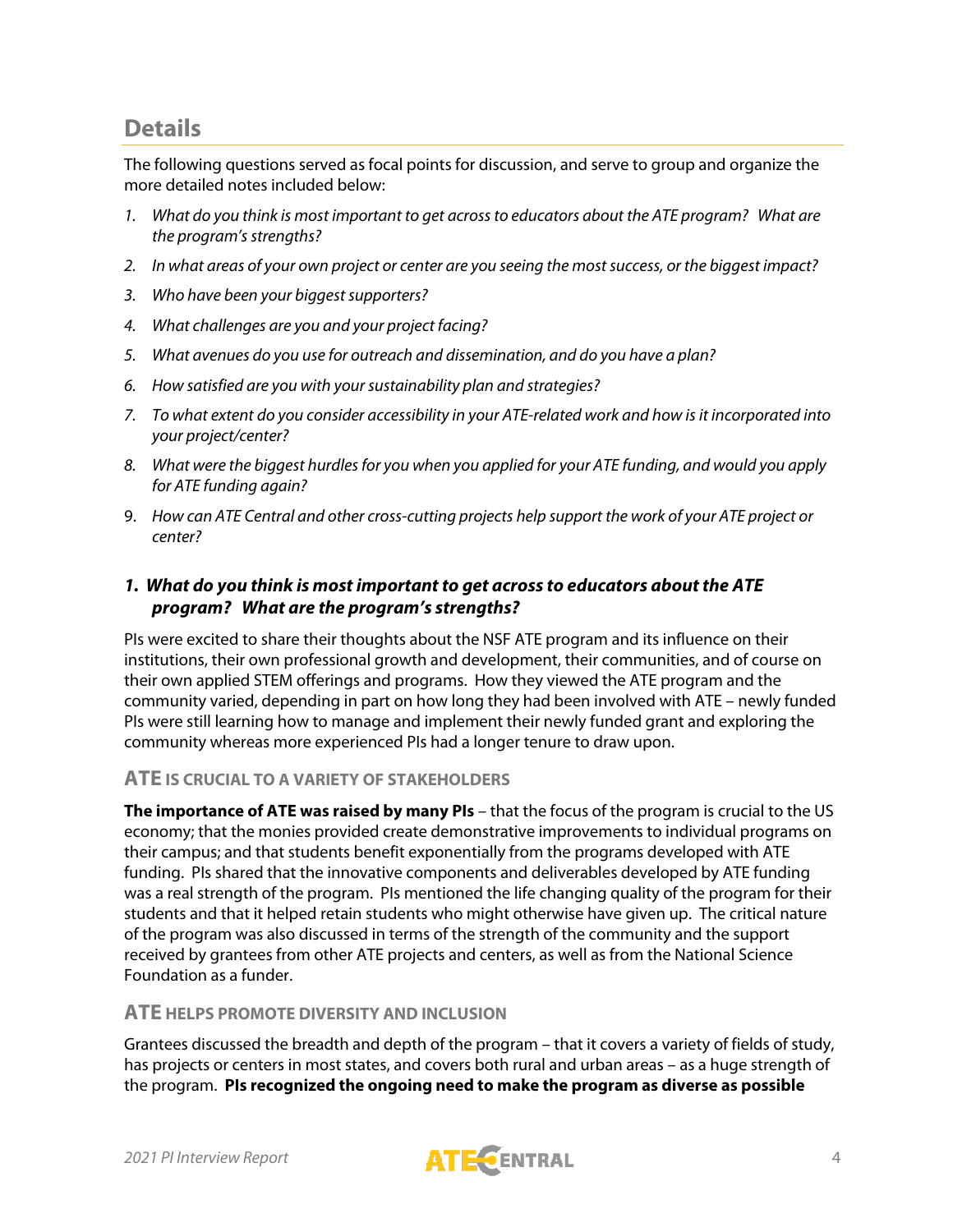## Details

The following questions served as focal points for discussion, and serve to group and organize the more detailed notes included below:

1. *What do you think is most important to get across to educators about the ATE program? What are the program's strengths?*
2. *In what areas of your own project or center are you seeing the most success, or the biggest impact?*
3. *Who have been your biggest supporters?*
4. *What challenges are you and your project facing?*
5. *What avenues do you use for outreach and dissemination, and do you have a plan?*
6. *How satisfied are you with your sustainability plan and strategies?*
7. *To what extent do you consider accessibility in your ATE-related work and how is it incorporated into your project/center?*
8. *What were the biggest hurdles for you when you applied for your ATE funding, and would you apply for ATE funding again?*
9. *How can ATE Central and other cross-cutting projects help support the work of your ATE project or center?*

### *1. What do you think is most important to get across to educators about the ATE program? What are the program's strengths?*

PIs were excited to share their thoughts about the NSF ATE program and its influence on their institutions, their own professional growth and development, their communities, and of course on their own applied STEM offerings and programs. How they viewed the ATE program and the community varied, depending in part on how long they had been involved with ATE – newly funded PIs were still learning how to manage and implement their newly funded grant and exploring the community whereas more experienced PIs had a longer tenure to draw upon.

#### ATE IS CRUCIAL TO A VARIETY OF STAKEHOLDERS

**The importance of ATE was raised by many PIs** – that the focus of the program is crucial to the US economy; that the monies provided create demonstrative improvements to individual programs on their campus; and that students benefit exponentially from the programs developed with ATE funding. PIs shared that the innovative components and deliverables developed by ATE funding was a real strength of the program. PIs mentioned the life changing quality of the program for their students and that it helped retain students who might otherwise have given up. The critical nature of the program was also discussed in terms of the strength of the community and the support received by grantees from other ATE projects and centers, as well as from the National Science Foundation as a funder.

#### ATE HELPS PROMOTE DIVERSITY AND INCLUSION

Grantees discussed the breadth and depth of the program – that it covers a variety of fields of study, has projects or centers in most states, and covers both rural and urban areas – as a huge strength of the program. **PIs recognized the ongoing need to make the program as diverse as possible**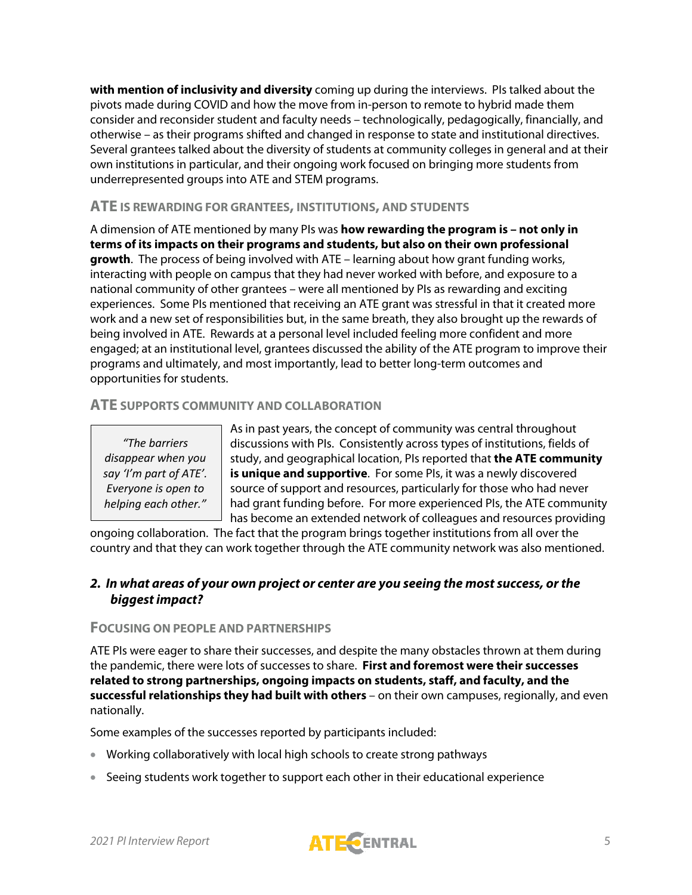**with mention of inclusivity and diversity** coming up during the interviews. PIs talked about the pivots made during COVID and how the move from in-person to remote to hybrid made them consider and reconsider student and faculty needs – technologically, pedagogically, financially, and otherwise – as their programs shifted and changed in response to state and institutional directives. Several grantees talked about the diversity of students at community colleges in general and at their own institutions in particular, and their ongoing work focused on bringing more students from underrepresented groups into ATE and STEM programs.

### ATE IS REWARDING FOR GRANTEES, INSTITUTIONS, AND STUDENTS

A dimension of ATE mentioned by many PIs was **how rewarding the program is – not only in terms of its impacts on their programs and students, but also on their own professional growth**. The process of being involved with ATE – learning about how grant funding works, interacting with people on campus that they had never worked with before, and exposure to a national community of other grantees – were all mentioned by PIs as rewarding and exciting experiences. Some PIs mentioned that receiving an ATE grant was stressful in that it created more work and a new set of responsibilities but, in the same breath, they also brought up the rewards of being involved in ATE. Rewards at a personal level included feeling more confident and more engaged; at an institutional level, grantees discussed the ability of the ATE program to improve their programs and ultimately, and most importantly, lead to better long-term outcomes and opportunities for students.

### ATE SUPPORTS COMMUNITY AND COLLABORATION

> *"The barriers disappear when you say 'I'm part of ATE'. Everyone is open to helping each other."*

As in past years, the concept of community was central throughout discussions with PIs. Consistently across types of institutions, fields of study, and geographical location, PIs reported that **the ATE community is unique and supportive**. For some PIs, it was a newly discovered source of support and resources, particularly for those who had never had grant funding before. For more experienced PIs, the ATE community has become an extended network of colleagues and resources providing ongoing collaboration. The fact that the program brings together institutions from all over the country and that they can work together through the ATE community network was also mentioned.

## *2. In what areas of your own project or center are you seeing the most success, or the biggest impact?*

### FOCUSING ON PEOPLE AND PARTNERSHIPS

ATE PIs were eager to share their successes, and despite the many obstacles thrown at them during the pandemic, there were lots of successes to share. **First and foremost were their successes related to strong partnerships, ongoing impacts on students, staff, and faculty, and the successful relationships they had built with others** – on their own campuses, regionally, and even nationally.

Some examples of the successes reported by participants included:

- Working collaboratively with local high schools to create strong pathways
- Seeing students work together to support each other in their educational experience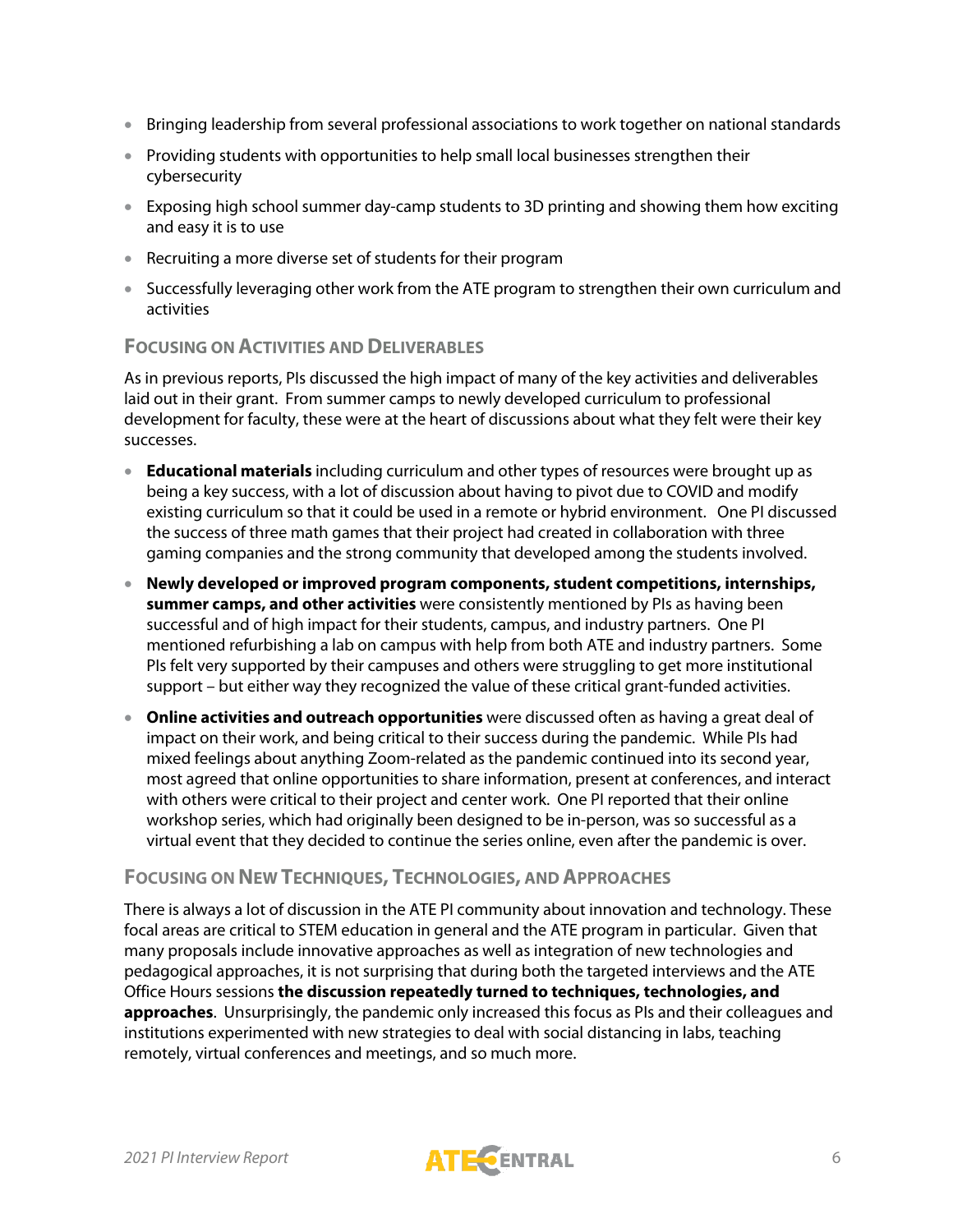- Bringing leadership from several professional associations to work together on national standards
- Providing students with opportunities to help small local businesses strengthen their cybersecurity
- Exposing high school summer day-camp students to 3D printing and showing them how exciting and easy it is to use
- Recruiting a more diverse set of students for their program
- Successfully leveraging other work from the ATE program to strengthen their own curriculum and activities

### Focusing on Activities and Deliverables

As in previous reports, PIs discussed the high impact of many of the key activities and deliverables laid out in their grant. From summer camps to newly developed curriculum to professional development for faculty, these were at the heart of discussions about what they felt were their key successes.

- **Educational materials** including curriculum and other types of resources were brought up as being a key success, with a lot of discussion about having to pivot due to COVID and modify existing curriculum so that it could be used in a remote or hybrid environment. One PI discussed the success of three math games that their project had created in collaboration with three gaming companies and the strong community that developed among the students involved.
- **Newly developed or improved program components, student competitions, internships, summer camps, and other activities** were consistently mentioned by PIs as having been successful and of high impact for their students, campus, and industry partners. One PI mentioned refurbishing a lab on campus with help from both ATE and industry partners. Some PIs felt very supported by their campuses and others were struggling to get more institutional support – but either way they recognized the value of these critical grant-funded activities.
- **Online activities and outreach opportunities** were discussed often as having a great deal of impact on their work, and being critical to their success during the pandemic. While PIs had mixed feelings about anything Zoom-related as the pandemic continued into its second year, most agreed that online opportunities to share information, present at conferences, and interact with others were critical to their project and center work. One PI reported that their online workshop series, which had originally been designed to be in-person, was so successful as a virtual event that they decided to continue the series online, even after the pandemic is over.

### Focusing on New Techniques, Technologies, and Approaches

There is always a lot of discussion in the ATE PI community about innovation and technology. These focal areas are critical to STEM education in general and the ATE program in particular. Given that many proposals include innovative approaches as well as integration of new technologies and pedagogical approaches, it is not surprising that during both the targeted interviews and the ATE Office Hours sessions **the discussion repeatedly turned to techniques, technologies, and approaches**. Unsurprisingly, the pandemic only increased this focus as PIs and their colleagues and institutions experimented with new strategies to deal with social distancing in labs, teaching remotely, virtual conferences and meetings, and so much more.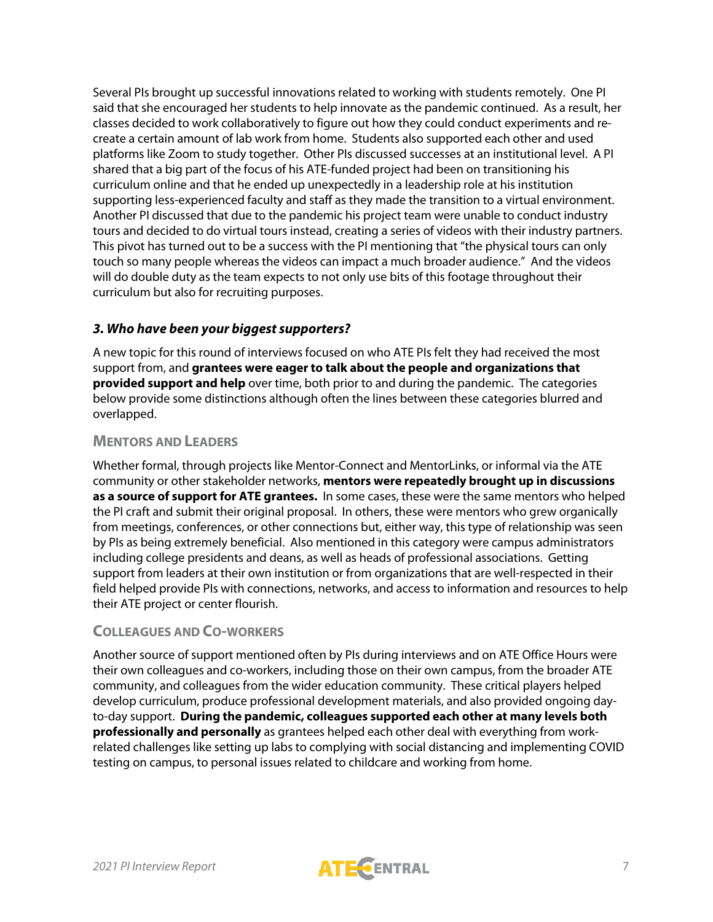Several PIs brought up successful innovations related to working with students remotely. One PI said that she encouraged her students to help innovate as the pandemic continued. As a result, her classes decided to work collaboratively to figure out how they could conduct experiments and re-create a certain amount of lab work from home. Students also supported each other and used platforms like Zoom to study together. Other PIs discussed successes at an institutional level. A PI shared that a big part of the focus of his ATE-funded project had been on transitioning his curriculum online and that he ended up unexpectedly in a leadership role at his institution supporting less-experienced faculty and staff as they made the transition to a virtual environment. Another PI discussed that due to the pandemic his project team were unable to conduct industry tours and decided to do virtual tours instead, creating a series of videos with their industry partners. This pivot has turned out to be a success with the PI mentioning that "the physical tours can only touch so many people whereas the videos can impact a much broader audience." And the videos will do double duty as the team expects to not only use bits of this footage throughout their curriculum but also for recruiting purposes.

### *3. Who have been your biggest supporters?*

A new topic for this round of interviews focused on who ATE PIs felt they had received the most support from, and **grantees were eager to talk about the people and organizations that provided support and help** over time, both prior to and during the pandemic. The categories below provide some distinctions although often the lines between these categories blurred and overlapped.

#### Mentors and Leaders

Whether formal, through projects like Mentor-Connect and MentorLinks, or informal via the ATE community or other stakeholder networks, **mentors were repeatedly brought up in discussions as a source of support for ATE grantees.** In some cases, these were the same mentors who helped the PI craft and submit their original proposal. In others, these were mentors who grew organically from meetings, conferences, or other connections but, either way, this type of relationship was seen by PIs as being extremely beneficial. Also mentioned in this category were campus administrators including college presidents and deans, as well as heads of professional associations. Getting support from leaders at their own institution or from organizations that are well-respected in their field helped provide PIs with connections, networks, and access to information and resources to help their ATE project or center flourish.

#### Colleagues and Co-workers

Another source of support mentioned often by PIs during interviews and on ATE Office Hours were their own colleagues and co-workers, including those on their own campus, from the broader ATE community, and colleagues from the wider education community. These critical players helped develop curriculum, produce professional development materials, and also provided ongoing day-to-day support. **During the pandemic, colleagues supported each other at many levels both professionally and personally** as grantees helped each other deal with everything from work-related challenges like setting up labs to complying with social distancing and implementing COVID testing on campus, to personal issues related to childcare and working from home.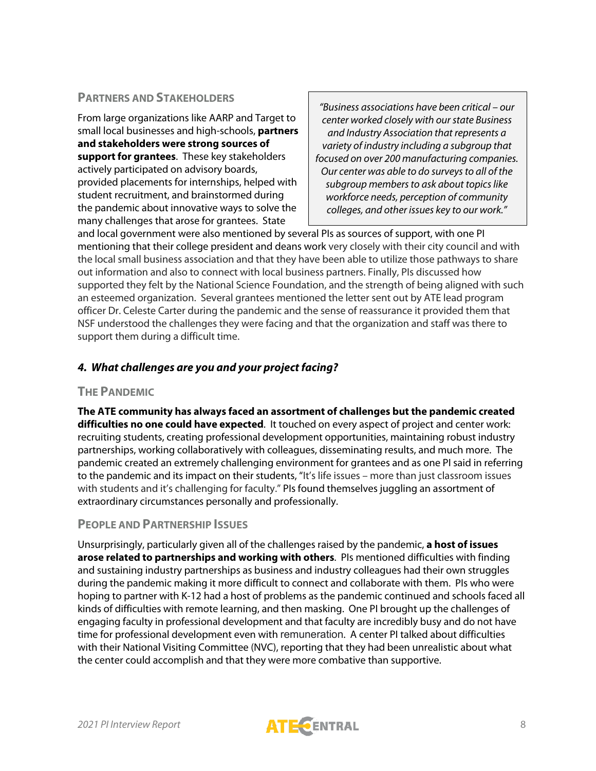### Partners and Stakeholders

From large organizations like AARP and Target to small local businesses and high-schools, **partners and stakeholders were strong sources of support for grantees**. These key stakeholders actively participated on advisory boards, provided placements for internships, helped with student recruitment, and brainstormed during the pandemic about innovative ways to solve the many challenges that arose for grantees. State and local government were also mentioned by several PIs as sources of support, with one PI mentioning that their college president and deans work very closely with their city council and with the local small business association and that they have been able to utilize those pathways to share out information and also to connect with local business partners. Finally, PIs discussed how supported they felt by the National Science Foundation, and the strength of being aligned with such an esteemed organization. Several grantees mentioned the letter sent out by ATE lead program officer Dr. Celeste Carter during the pandemic and the sense of reassurance it provided them that NSF understood the challenges they were facing and that the organization and staff was there to support them during a difficult time.

> *"Business associations have been critical – our center worked closely with our state Business and Industry Association that represents a variety of industry including a subgroup that focused on over 200 manufacturing companies. Our center was able to do surveys to all of the subgroup members to ask about topics like workforce needs, perception of community colleges, and other issues key to our work."*

## *4. What challenges are you and your project facing?*

### The Pandemic

**The ATE community has always faced an assortment of challenges but the pandemic created difficulties no one could have expected**. It touched on every aspect of project and center work: recruiting students, creating professional development opportunities, maintaining robust industry partnerships, working collaboratively with colleagues, disseminating results, and much more. The pandemic created an extremely challenging environment for grantees and as one PI said in referring to the pandemic and its impact on their students, "It's life issues – more than just classroom issues with students and it's challenging for faculty." PIs found themselves juggling an assortment of extraordinary circumstances personally and professionally.

### People and Partnership Issues

Unsurprisingly, particularly given all of the challenges raised by the pandemic, **a host of issues arose related to partnerships and working with others**. PIs mentioned difficulties with finding and sustaining industry partnerships as business and industry colleagues had their own struggles during the pandemic making it more difficult to connect and collaborate with them. PIs who were hoping to partner with K-12 had a host of problems as the pandemic continued and schools faced all kinds of difficulties with remote learning, and then masking. One PI brought up the challenges of engaging faculty in professional development and that faculty are incredibly busy and do not have time for professional development even with remuneration. A center PI talked about difficulties with their National Visiting Committee (NVC), reporting that they had been unrealistic about what the center could accomplish and that they were more combative than supportive.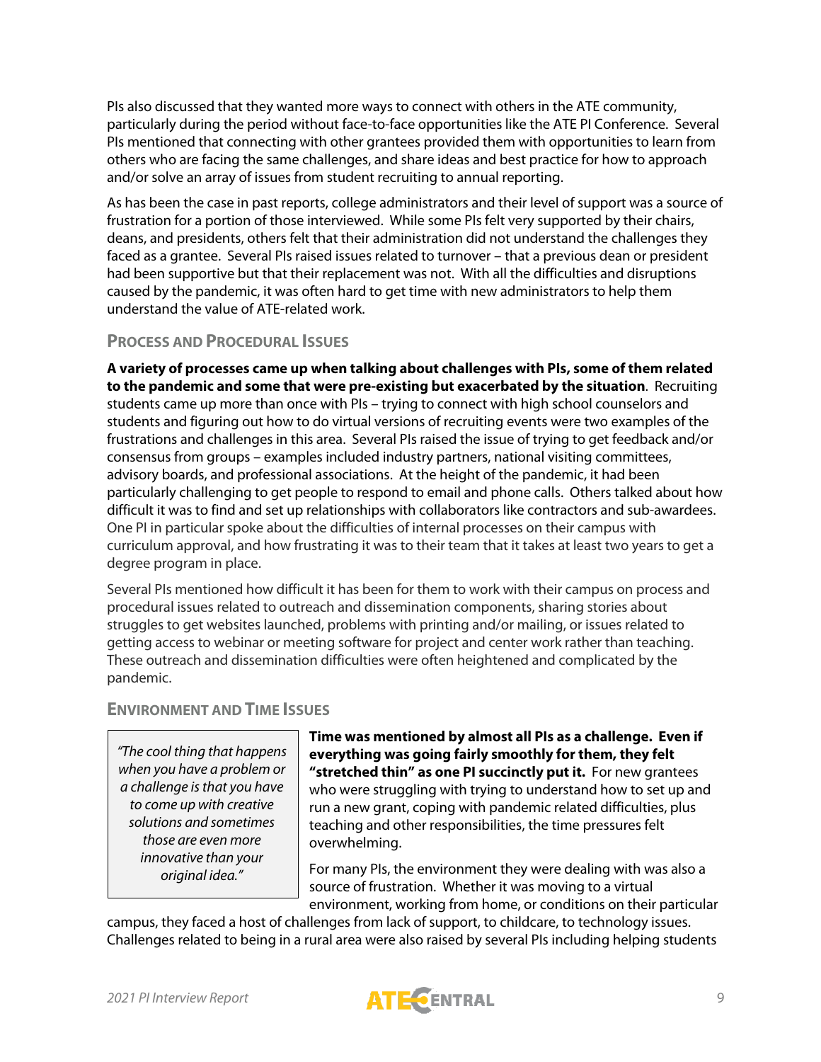PIs also discussed that they wanted more ways to connect with others in the ATE community, particularly during the period without face-to-face opportunities like the ATE PI Conference. Several PIs mentioned that connecting with other grantees provided them with opportunities to learn from others who are facing the same challenges, and share ideas and best practice for how to approach and/or solve an array of issues from student recruiting to annual reporting.

As has been the case in past reports, college administrators and their level of support was a source of frustration for a portion of those interviewed. While some PIs felt very supported by their chairs, deans, and presidents, others felt that their administration did not understand the challenges they faced as a grantee. Several PIs raised issues related to turnover – that a previous dean or president had been supportive but that their replacement was not. With all the difficulties and disruptions caused by the pandemic, it was often hard to get time with new administrators to help them understand the value of ATE-related work.

### Process and Procedural Issues

**A variety of processes came up when talking about challenges with PIs, some of them related to the pandemic and some that were pre-existing but exacerbated by the situation**. Recruiting students came up more than once with PIs – trying to connect with high school counselors and students and figuring out how to do virtual versions of recruiting events were two examples of the frustrations and challenges in this area. Several PIs raised the issue of trying to get feedback and/or consensus from groups – examples included industry partners, national visiting committees, advisory boards, and professional associations. At the height of the pandemic, it had been particularly challenging to get people to respond to email and phone calls. Others talked about how difficult it was to find and set up relationships with collaborators like contractors and sub-awardees. One PI in particular spoke about the difficulties of internal processes on their campus with curriculum approval, and how frustrating it was to their team that it takes at least two years to get a degree program in place.

Several PIs mentioned how difficult it has been for them to work with their campus on process and procedural issues related to outreach and dissemination components, sharing stories about struggles to get websites launched, problems with printing and/or mailing, or issues related to getting access to webinar or meeting software for project and center work rather than teaching. These outreach and dissemination difficulties were often heightened and complicated by the pandemic.

### Environment and Time Issues

> *"The cool thing that happens when you have a problem or a challenge is that you have to come up with creative solutions and sometimes those are even more innovative than your original idea."*

**Time was mentioned by almost all PIs as a challenge. Even if everything was going fairly smoothly for them, they felt "stretched thin" as one PI succinctly put it.** For new grantees who were struggling with trying to understand how to set up and run a new grant, coping with pandemic related difficulties, plus teaching and other responsibilities, the time pressures felt overwhelming.

For many PIs, the environment they were dealing with was also a source of frustration. Whether it was moving to a virtual environment, working from home, or conditions on their particular campus, they faced a host of challenges from lack of support, to childcare, to technology issues. Challenges related to being in a rural area were also raised by several PIs including helping students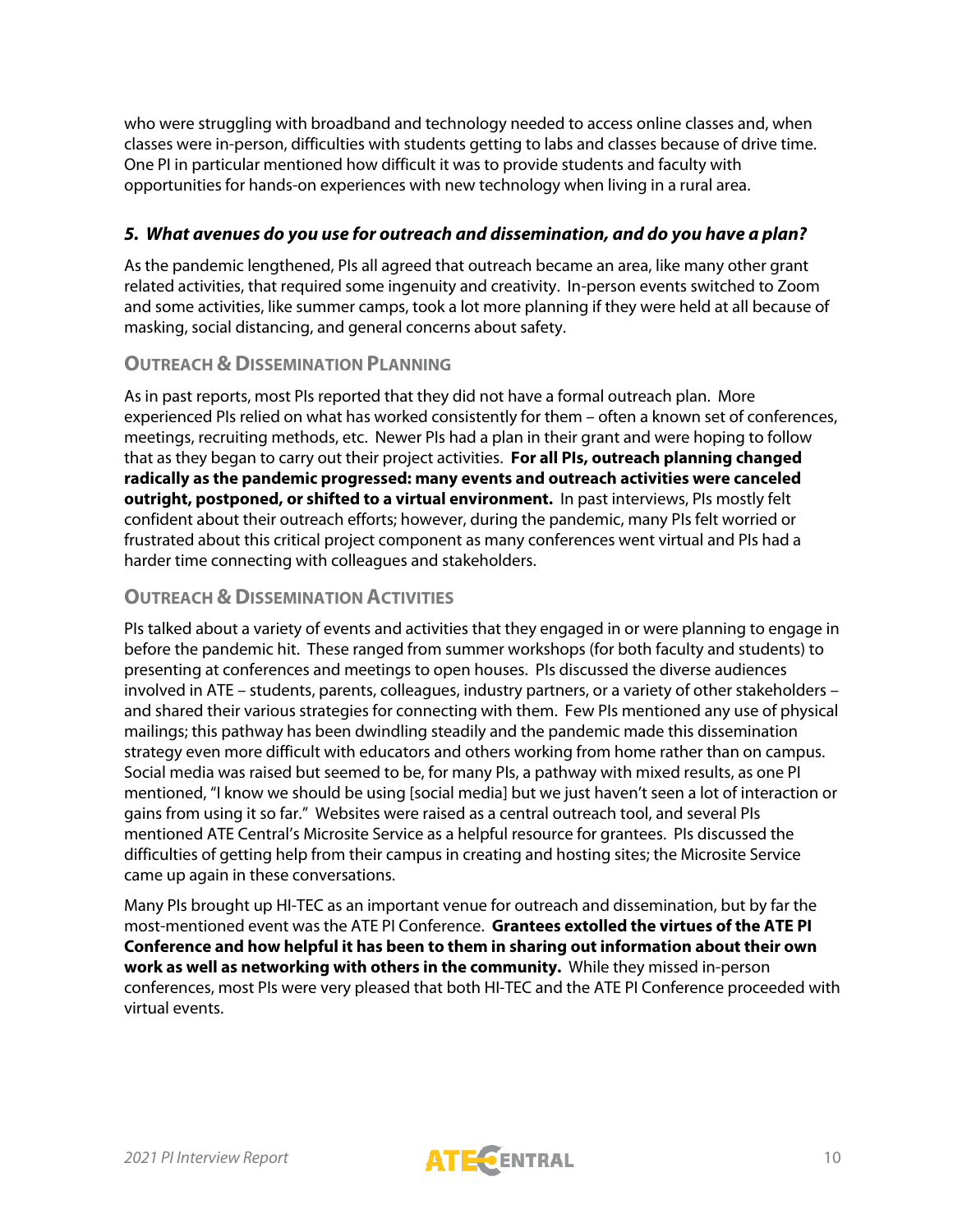who were struggling with broadband and technology needed to access online classes and, when classes were in-person, difficulties with students getting to labs and classes because of drive time. One PI in particular mentioned how difficult it was to provide students and faculty with opportunities for hands-on experiences with new technology when living in a rural area.

### *5. What avenues do you use for outreach and dissemination, and do you have a plan?*

As the pandemic lengthened, PIs all agreed that outreach became an area, like many other grant related activities, that required some ingenuity and creativity. In-person events switched to Zoom and some activities, like summer camps, took a lot more planning if they were held at all because of masking, social distancing, and general concerns about safety.

#### Outreach & Dissemination Planning

As in past reports, most PIs reported that they did not have a formal outreach plan. More experienced PIs relied on what has worked consistently for them – often a known set of conferences, meetings, recruiting methods, etc. Newer PIs had a plan in their grant and were hoping to follow that as they began to carry out their project activities. **For all PIs, outreach planning changed radically as the pandemic progressed: many events and outreach activities were canceled outright, postponed, or shifted to a virtual environment.** In past interviews, PIs mostly felt confident about their outreach efforts; however, during the pandemic, many PIs felt worried or frustrated about this critical project component as many conferences went virtual and PIs had a harder time connecting with colleagues and stakeholders.

#### Outreach & Dissemination Activities

PIs talked about a variety of events and activities that they engaged in or were planning to engage in before the pandemic hit. These ranged from summer workshops (for both faculty and students) to presenting at conferences and meetings to open houses. PIs discussed the diverse audiences involved in ATE – students, parents, colleagues, industry partners, or a variety of other stakeholders – and shared their various strategies for connecting with them. Few PIs mentioned any use of physical mailings; this pathway has been dwindling steadily and the pandemic made this dissemination strategy even more difficult with educators and others working from home rather than on campus. Social media was raised but seemed to be, for many PIs, a pathway with mixed results, as one PI mentioned, "I know we should be using [social media] but we just haven't seen a lot of interaction or gains from using it so far." Websites were raised as a central outreach tool, and several PIs mentioned ATE Central's Microsite Service as a helpful resource for grantees. PIs discussed the difficulties of getting help from their campus in creating and hosting sites; the Microsite Service came up again in these conversations.

Many PIs brought up HI-TEC as an important venue for outreach and dissemination, but by far the most-mentioned event was the ATE PI Conference. **Grantees extolled the virtues of the ATE PI Conference and how helpful it has been to them in sharing out information about their own work as well as networking with others in the community.** While they missed in-person conferences, most PIs were very pleased that both HI-TEC and the ATE PI Conference proceeded with virtual events.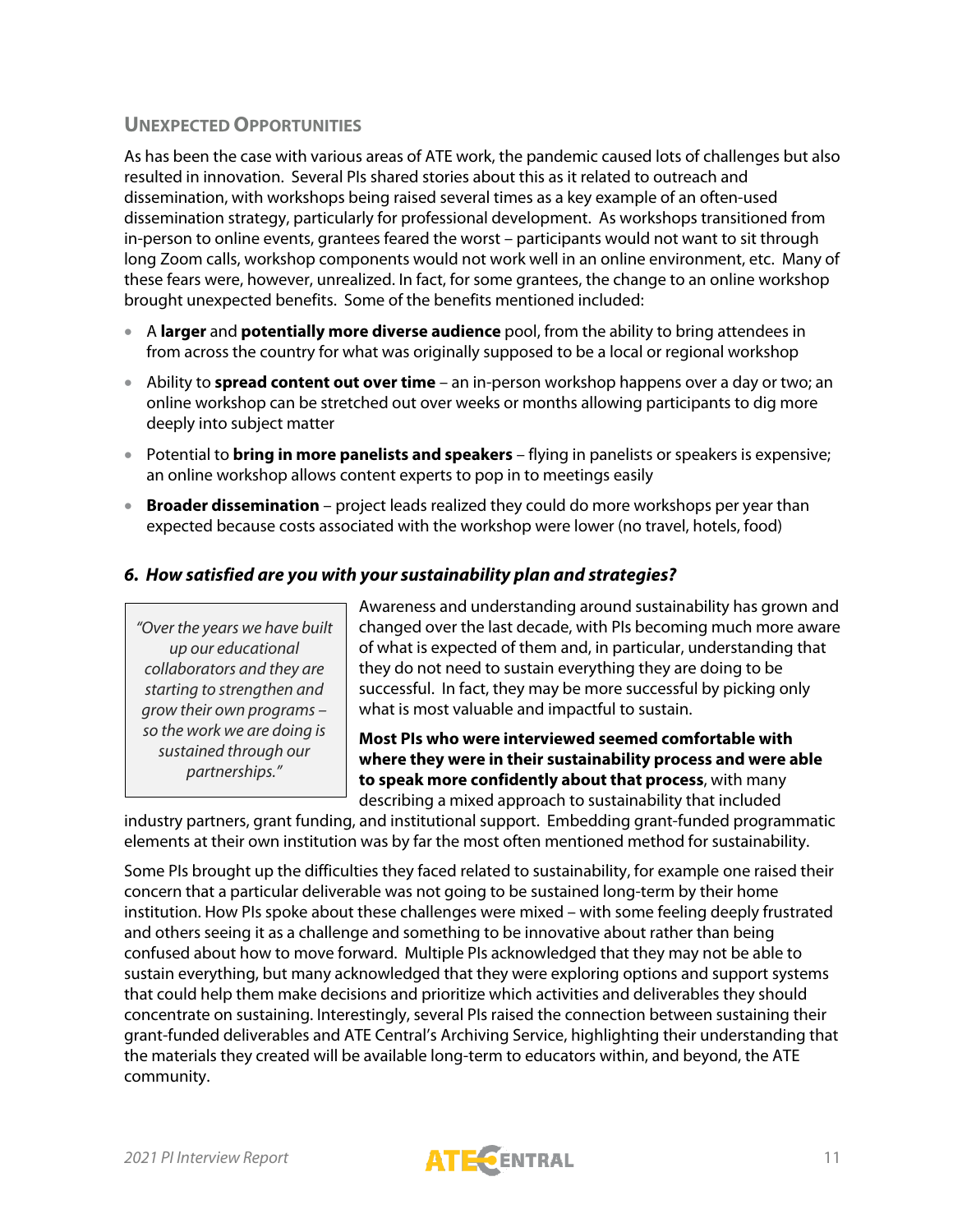## UNEXPECTED OPPORTUNITIES

As has been the case with various areas of ATE work, the pandemic caused lots of challenges but also resulted in innovation. Several PIs shared stories about this as it related to outreach and dissemination, with workshops being raised several times as a key example of an often-used dissemination strategy, particularly for professional development. As workshops transitioned from in-person to online events, grantees feared the worst – participants would not want to sit through long Zoom calls, workshop components would not work well in an online environment, etc. Many of these fears were, however, unrealized. In fact, for some grantees, the change to an online workshop brought unexpected benefits. Some of the benefits mentioned included:

- A **larger** and **potentially more diverse audience** pool, from the ability to bring attendees in from across the country for what was originally supposed to be a local or regional workshop
- Ability to **spread content out over time** – an in-person workshop happens over a day or two; an online workshop can be stretched out over weeks or months allowing participants to dig more deeply into subject matter
- Potential to **bring in more panelists and speakers** – flying in panelists or speakers is expensive; an online workshop allows content experts to pop in to meetings easily
- **Broader dissemination** – project leads realized they could do more workshops per year than expected because costs associated with the workshop were lower (no travel, hotels, food)

### *6. How satisfied are you with your sustainability plan and strategies?*

> *"Over the years we have built up our educational collaborators and they are starting to strengthen and grow their own programs – so the work we are doing is sustained through our partnerships."*

Awareness and understanding around sustainability has grown and changed over the last decade, with PIs becoming much more aware of what is expected of them and, in particular, understanding that they do not need to sustain everything they are doing to be successful. In fact, they may be more successful by picking only what is most valuable and impactful to sustain.

**Most PIs who were interviewed seemed comfortable with where they were in their sustainability process and were able to speak more confidently about that process**, with many describing a mixed approach to sustainability that included industry partners, grant funding, and institutional support. Embedding grant-funded programmatic elements at their own institution was by far the most often mentioned method for sustainability.

Some PIs brought up the difficulties they faced related to sustainability, for example one raised their concern that a particular deliverable was not going to be sustained long-term by their home institution. How PIs spoke about these challenges were mixed – with some feeling deeply frustrated and others seeing it as a challenge and something to be innovative about rather than being confused about how to move forward. Multiple PIs acknowledged that they may not be able to sustain everything, but many acknowledged that they were exploring options and support systems that could help them make decisions and prioritize which activities and deliverables they should concentrate on sustaining. Interestingly, several PIs raised the connection between sustaining their grant-funded deliverables and ATE Central's Archiving Service, highlighting their understanding that the materials they created will be available long-term to educators within, and beyond, the ATE community.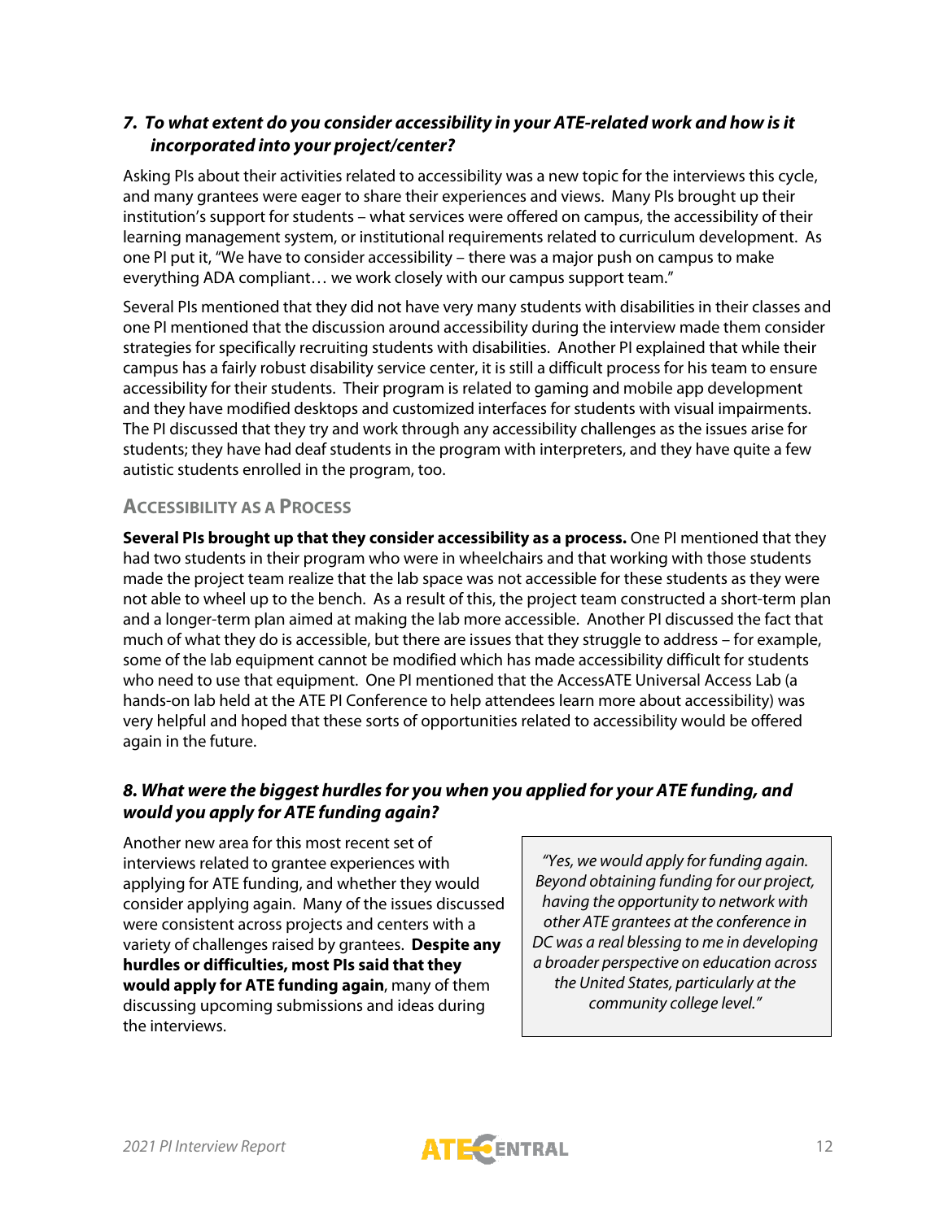### *7. To what extent do you consider accessibility in your ATE-related work and how is it incorporated into your project/center?*

Asking PIs about their activities related to accessibility was a new topic for the interviews this cycle, and many grantees were eager to share their experiences and views. Many PIs brought up their institution's support for students – what services were offered on campus, the accessibility of their learning management system, or institutional requirements related to curriculum development. As one PI put it, "We have to consider accessibility – there was a major push on campus to make everything ADA compliant… we work closely with our campus support team."

Several PIs mentioned that they did not have very many students with disabilities in their classes and one PI mentioned that the discussion around accessibility during the interview made them consider strategies for specifically recruiting students with disabilities. Another PI explained that while their campus has a fairly robust disability service center, it is still a difficult process for his team to ensure accessibility for their students. Their program is related to gaming and mobile app development and they have modified desktops and customized interfaces for students with visual impairments. The PI discussed that they try and work through any accessibility challenges as the issues arise for students; they have had deaf students in the program with interpreters, and they have quite a few autistic students enrolled in the program, too.

#### ACCESSIBILITY AS A PROCESS

**Several PIs brought up that they consider accessibility as a process.** One PI mentioned that they had two students in their program who were in wheelchairs and that working with those students made the project team realize that the lab space was not accessible for these students as they were not able to wheel up to the bench. As a result of this, the project team constructed a short-term plan and a longer-term plan aimed at making the lab more accessible. Another PI discussed the fact that much of what they do is accessible, but there are issues that they struggle to address – for example, some of the lab equipment cannot be modified which has made accessibility difficult for students who need to use that equipment. One PI mentioned that the AccessATE Universal Access Lab (a hands-on lab held at the ATE PI Conference to help attendees learn more about accessibility) was very helpful and hoped that these sorts of opportunities related to accessibility would be offered again in the future.

### *8. What were the biggest hurdles for you when you applied for your ATE funding, and would you apply for ATE funding again?*

Another new area for this most recent set of interviews related to grantee experiences with applying for ATE funding, and whether they would consider applying again. Many of the issues discussed were consistent across projects and centers with a variety of challenges raised by grantees. **Despite any hurdles or difficulties, most PIs said that they would apply for ATE funding again**, many of them discussing upcoming submissions and ideas during the interviews.

> *"Yes, we would apply for funding again. Beyond obtaining funding for our project, having the opportunity to network with other ATE grantees at the conference in DC was a real blessing to me in developing a broader perspective on education across the United States, particularly at the community college level."*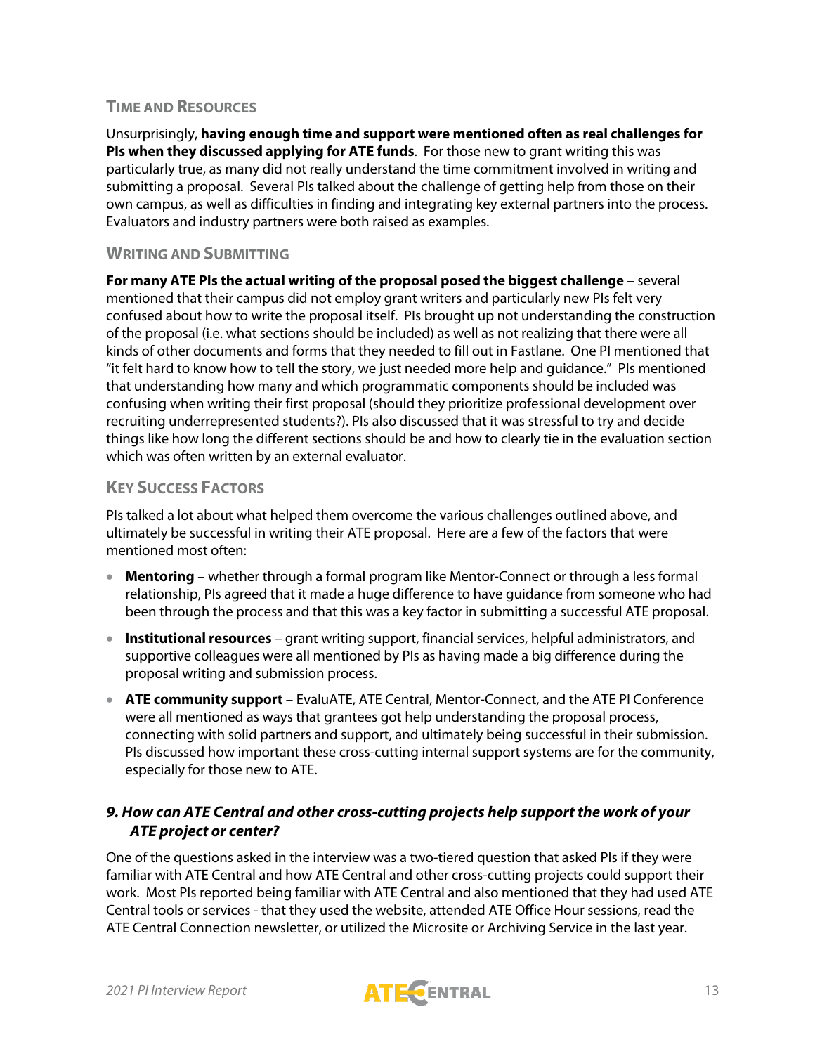### Time and Resources

Unsurprisingly, **having enough time and support were mentioned often as real challenges for PIs when they discussed applying for ATE funds**. For those new to grant writing this was particularly true, as many did not really understand the time commitment involved in writing and submitting a proposal. Several PIs talked about the challenge of getting help from those on their own campus, as well as difficulties in finding and integrating key external partners into the process. Evaluators and industry partners were both raised as examples.

### Writing and Submitting

**For many ATE PIs the actual writing of the proposal posed the biggest challenge** – several mentioned that their campus did not employ grant writers and particularly new PIs felt very confused about how to write the proposal itself. PIs brought up not understanding the construction of the proposal (i.e. what sections should be included) as well as not realizing that there were all kinds of other documents and forms that they needed to fill out in Fastlane. One PI mentioned that "it felt hard to know how to tell the story, we just needed more help and guidance." PIs mentioned that understanding how many and which programmatic components should be included was confusing when writing their first proposal (should they prioritize professional development over recruiting underrepresented students?). PIs also discussed that it was stressful to try and decide things like how long the different sections should be and how to clearly tie in the evaluation section which was often written by an external evaluator.

### Key Success Factors

PIs talked a lot about what helped them overcome the various challenges outlined above, and ultimately be successful in writing their ATE proposal. Here are a few of the factors that were mentioned most often:

- **Mentoring** – whether through a formal program like Mentor-Connect or through a less formal relationship, PIs agreed that it made a huge difference to have guidance from someone who had been through the process and that this was a key factor in submitting a successful ATE proposal.
- **Institutional resources** – grant writing support, financial services, helpful administrators, and supportive colleagues were all mentioned by PIs as having made a big difference during the proposal writing and submission process.
- **ATE community support** – EvaluATE, ATE Central, Mentor-Connect, and the ATE PI Conference were all mentioned as ways that grantees got help understanding the proposal process, connecting with solid partners and support, and ultimately being successful in their submission. PIs discussed how important these cross-cutting internal support systems are for the community, especially for those new to ATE.

### *9. How can ATE Central and other cross-cutting projects help support the work of your ATE project or center?*

One of the questions asked in the interview was a two-tiered question that asked PIs if they were familiar with ATE Central and how ATE Central and other cross-cutting projects could support their work. Most PIs reported being familiar with ATE Central and also mentioned that they had used ATE Central tools or services - that they used the website, attended ATE Office Hour sessions, read the ATE Central Connection newsletter, or utilized the Microsite or Archiving Service in the last year.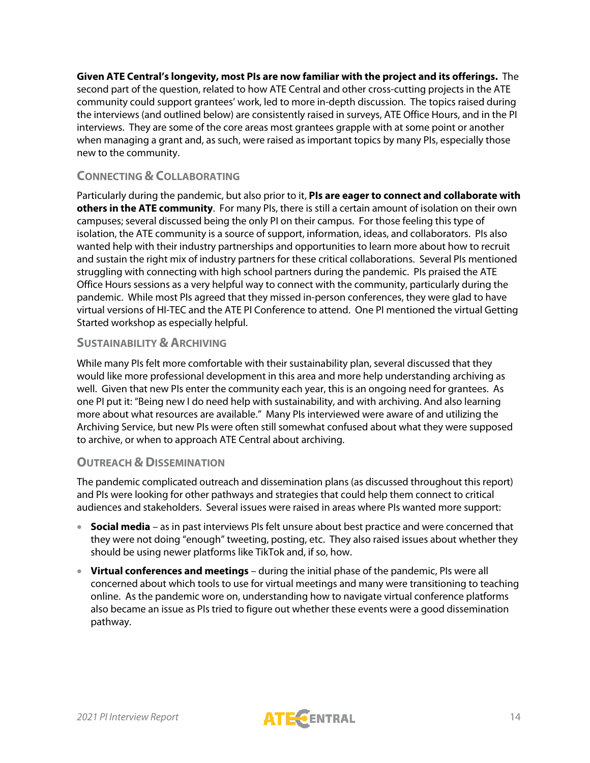**Given ATE Central's longevity, most PIs are now familiar with the project and its offerings.** The second part of the question, related to how ATE Central and other cross-cutting projects in the ATE community could support grantees' work, led to more in-depth discussion. The topics raised during the interviews (and outlined below) are consistently raised in surveys, ATE Office Hours, and in the PI interviews. They are some of the core areas most grantees grapple with at some point or another when managing a grant and, as such, were raised as important topics by many PIs, especially those new to the community.

### Connecting & Collaborating

Particularly during the pandemic, but also prior to it, **PIs are eager to connect and collaborate with others in the ATE community**. For many PIs, there is still a certain amount of isolation on their own campuses; several discussed being the only PI on their campus. For those feeling this type of isolation, the ATE community is a source of support, information, ideas, and collaborators. PIs also wanted help with their industry partnerships and opportunities to learn more about how to recruit and sustain the right mix of industry partners for these critical collaborations. Several PIs mentioned struggling with connecting with high school partners during the pandemic. PIs praised the ATE Office Hours sessions as a very helpful way to connect with the community, particularly during the pandemic. While most PIs agreed that they missed in-person conferences, they were glad to have virtual versions of HI-TEC and the ATE PI Conference to attend. One PI mentioned the virtual Getting Started workshop as especially helpful.

### Sustainability & Archiving

While many PIs felt more comfortable with their sustainability plan, several discussed that they would like more professional development in this area and more help understanding archiving as well. Given that new PIs enter the community each year, this is an ongoing need for grantees. As one PI put it: "Being new I do need help with sustainability, and with archiving. And also learning more about what resources are available." Many PIs interviewed were aware of and utilizing the Archiving Service, but new PIs were often still somewhat confused about what they were supposed to archive, or when to approach ATE Central about archiving.

### Outreach & Dissemination

The pandemic complicated outreach and dissemination plans (as discussed throughout this report) and PIs were looking for other pathways and strategies that could help them connect to critical audiences and stakeholders. Several issues were raised in areas where PIs wanted more support:

- **Social media** – as in past interviews PIs felt unsure about best practice and were concerned that they were not doing "enough" tweeting, posting, etc. They also raised issues about whether they should be using newer platforms like TikTok and, if so, how.
- **Virtual conferences and meetings** – during the initial phase of the pandemic, PIs were all concerned about which tools to use for virtual meetings and many were transitioning to teaching online. As the pandemic wore on, understanding how to navigate virtual conference platforms also became an issue as PIs tried to figure out whether these events were a good dissemination pathway.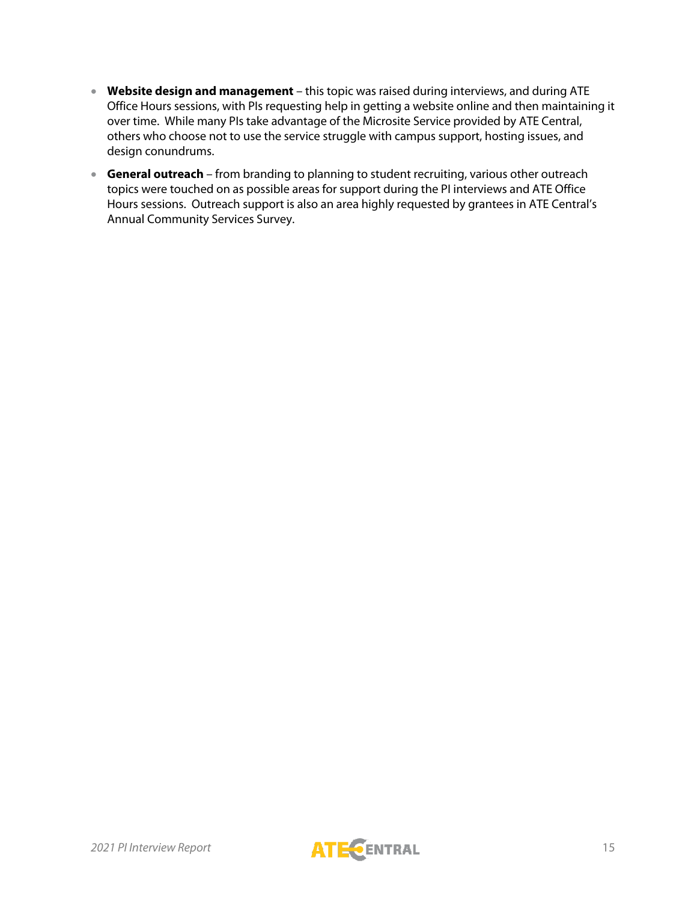- **Website design and management** – this topic was raised during interviews, and during ATE Office Hours sessions, with PIs requesting help in getting a website online and then maintaining it over time. While many PIs take advantage of the Microsite Service provided by ATE Central, others who choose not to use the service struggle with campus support, hosting issues, and design conundrums.
- **General outreach** – from branding to planning to student recruiting, various other outreach topics were touched on as possible areas for support during the PI interviews and ATE Office Hours sessions. Outreach support is also an area highly requested by grantees in ATE Central's Annual Community Services Survey.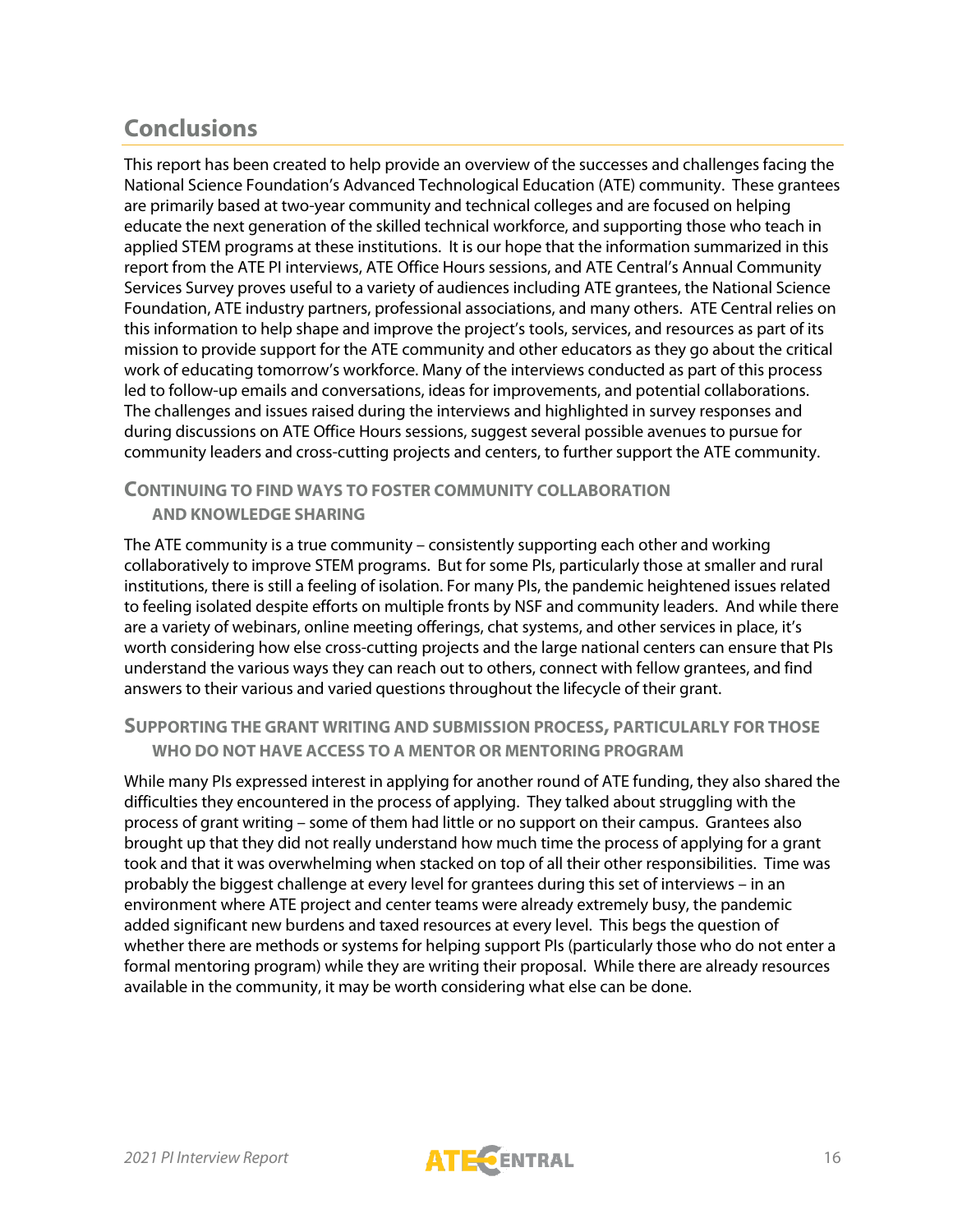## Conclusions

This report has been created to help provide an overview of the successes and challenges facing the National Science Foundation's Advanced Technological Education (ATE) community. These grantees are primarily based at two-year community and technical colleges and are focused on helping educate the next generation of the skilled technical workforce, and supporting those who teach in applied STEM programs at these institutions. It is our hope that the information summarized in this report from the ATE PI interviews, ATE Office Hours sessions, and ATE Central's Annual Community Services Survey proves useful to a variety of audiences including ATE grantees, the National Science Foundation, ATE industry partners, professional associations, and many others. ATE Central relies on this information to help shape and improve the project's tools, services, and resources as part of its mission to provide support for the ATE community and other educators as they go about the critical work of educating tomorrow's workforce. Many of the interviews conducted as part of this process led to follow-up emails and conversations, ideas for improvements, and potential collaborations. The challenges and issues raised during the interviews and highlighted in survey responses and during discussions on ATE Office Hours sessions, suggest several possible avenues to pursue for community leaders and cross-cutting projects and centers, to further support the ATE community.

### Continuing to Find Ways to Foster Community Collaboration and Knowledge Sharing

The ATE community is a true community – consistently supporting each other and working collaboratively to improve STEM programs. But for some PIs, particularly those at smaller and rural institutions, there is still a feeling of isolation. For many PIs, the pandemic heightened issues related to feeling isolated despite efforts on multiple fronts by NSF and community leaders. And while there are a variety of webinars, online meeting offerings, chat systems, and other services in place, it's worth considering how else cross-cutting projects and the large national centers can ensure that PIs understand the various ways they can reach out to others, connect with fellow grantees, and find answers to their various and varied questions throughout the lifecycle of their grant.

### Supporting the Grant Writing and Submission Process, Particularly for Those Who Do Not Have Access to a Mentor or Mentoring Program

While many PIs expressed interest in applying for another round of ATE funding, they also shared the difficulties they encountered in the process of applying. They talked about struggling with the process of grant writing – some of them had little or no support on their campus. Grantees also brought up that they did not really understand how much time the process of applying for a grant took and that it was overwhelming when stacked on top of all their other responsibilities. Time was probably the biggest challenge at every level for grantees during this set of interviews – in an environment where ATE project and center teams were already extremely busy, the pandemic added significant new burdens and taxed resources at every level. This begs the question of whether there are methods or systems for helping support PIs (particularly those who do not enter a formal mentoring program) while they are writing their proposal. While there are already resources available in the community, it may be worth considering what else can be done.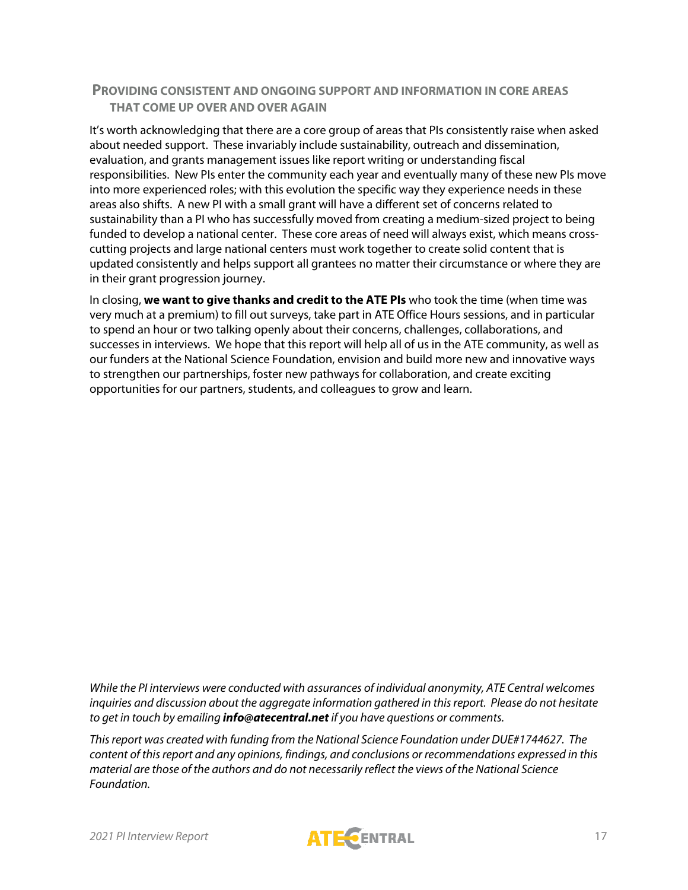## Providing consistent and ongoing support and information in core areas that come up over and over again

It's worth acknowledging that there are a core group of areas that PIs consistently raise when asked about needed support. These invariably include sustainability, outreach and dissemination, evaluation, and grants management issues like report writing or understanding fiscal responsibilities. New PIs enter the community each year and eventually many of these new PIs move into more experienced roles; with this evolution the specific way they experience needs in these areas also shifts. A new PI with a small grant will have a different set of concerns related to sustainability than a PI who has successfully moved from creating a medium-sized project to being funded to develop a national center. These core areas of need will always exist, which means cross-cutting projects and large national centers must work together to create solid content that is updated consistently and helps support all grantees no matter their circumstance or where they are in their grant progression journey.

In closing, **we want to give thanks and credit to the ATE PIs** who took the time (when time was very much at a premium) to fill out surveys, take part in ATE Office Hours sessions, and in particular to spend an hour or two talking openly about their concerns, challenges, collaborations, and successes in interviews. We hope that this report will help all of us in the ATE community, as well as our funders at the National Science Foundation, envision and build more new and innovative ways to strengthen our partnerships, foster new pathways for collaboration, and create exciting opportunities for our partners, students, and colleagues to grow and learn.

*While the PI interviews were conducted with assurances of individual anonymity, ATE Central welcomes inquiries and discussion about the aggregate information gathered in this report. Please do not hesitate to get in touch by emailing **info@atecentral.net** if you have questions or comments.*

*This report was created with funding from the National Science Foundation under DUE#1744627. The content of this report and any opinions, findings, and conclusions or recommendations expressed in this material are those of the authors and do not necessarily reflect the views of the National Science Foundation.*